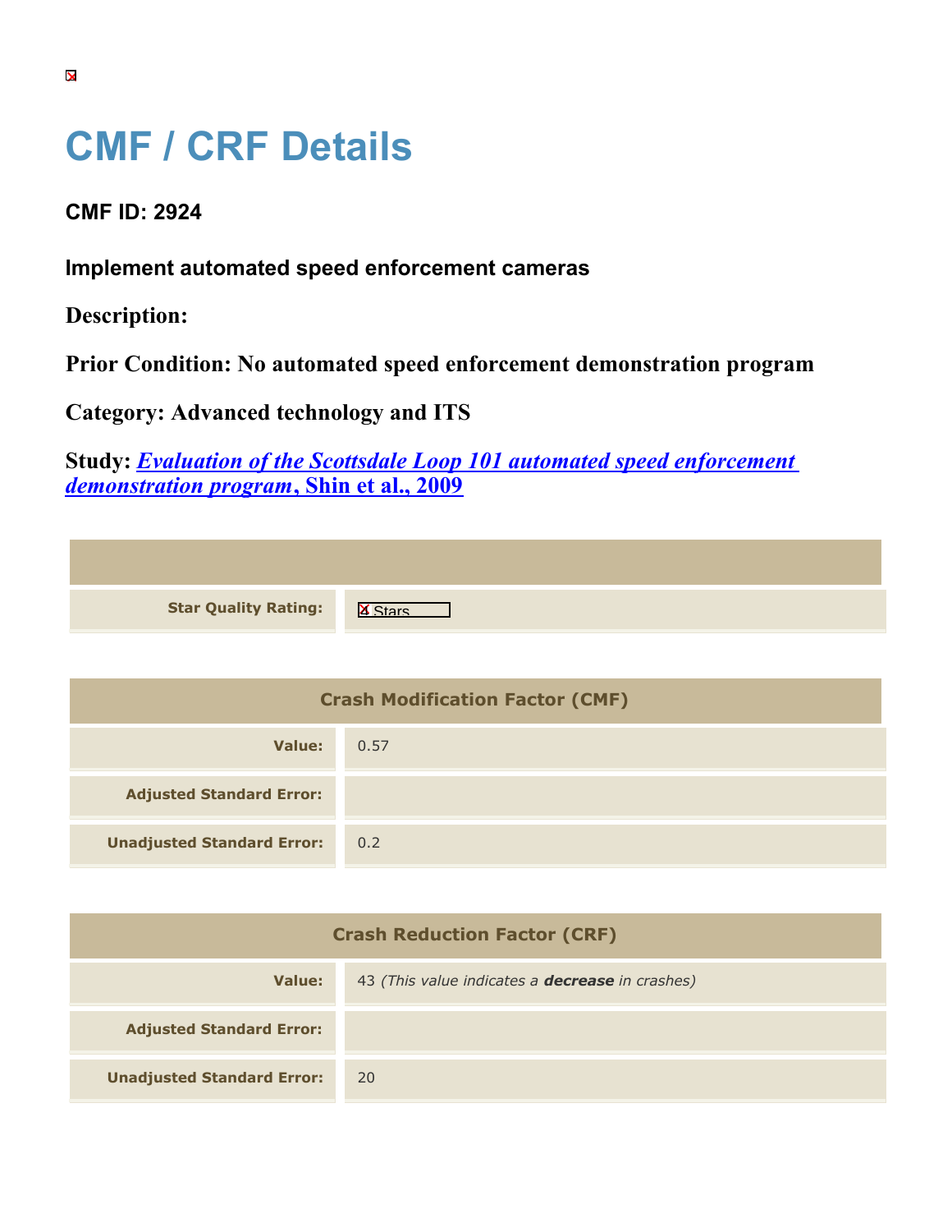# CMF / CRF Details

## CMF ID: 2924

### Implement automated speed enforcement cameras

**Description:**

**Prior Condition: No automated speed enforcement demonstration program**

**Category: Advanced technology and ITS**

**Study:** ***Evaluation of the Scottsdale Loop 101 automated speed enforcement demonstration program*, Shin et al., 2009**

| | |
|---|---|
| **Star Quality Rating:** | 4 Stars |

| Crash Modification Factor (CMF) | |
|---|---|
| **Value:** | 0.57 |
| **Adjusted Standard Error:** | |
| **Unadjusted Standard Error:** | 0.2 |

| Crash Reduction Factor (CRF) | |
|---|---|
| **Value:** | 43 *(This value indicates a **decrease** in crashes)* |
| **Adjusted Standard Error:** | |
| **Unadjusted Standard Error:** | 20 |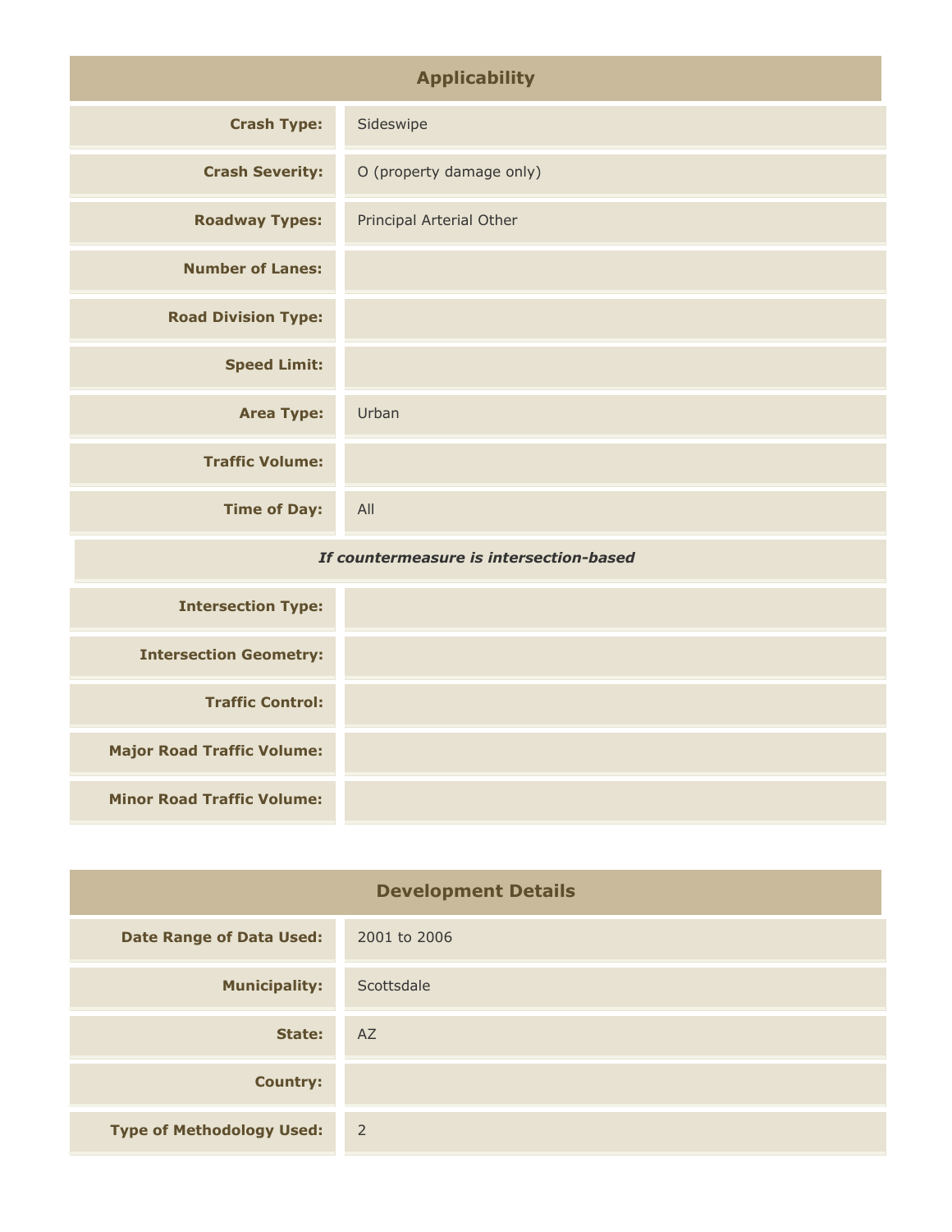## Applicability

| | |
|---|---|
| **Crash Type:** | Sideswipe |
| **Crash Severity:** | O (property damage only) |
| **Roadway Types:** | Principal Arterial Other |
| **Number of Lanes:** | |
| **Road Division Type:** | |
| **Speed Limit:** | |
| **Area Type:** | Urban |
| **Traffic Volume:** | |
| **Time of Day:** | All |
| ***If countermeasure is intersection-based*** | |
| **Intersection Type:** | |
| **Intersection Geometry:** | |
| **Traffic Control:** | |
| **Major Road Traffic Volume:** | |
| **Minor Road Traffic Volume:** | |

## Development Details

| | |
|---|---|
| **Date Range of Data Used:** | 2001 to 2006 |
| **Municipality:** | Scottsdale |
| **State:** | AZ |
| **Country:** | |
| **Type of Methodology Used:** | 2 |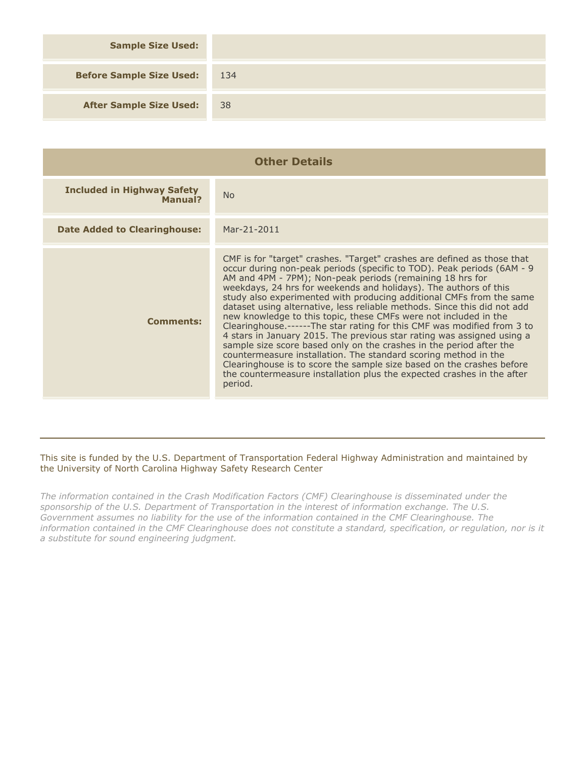| | |
|---|---|
| **Sample Size Used:** | |
| **Before Sample Size Used:** | 134 |
| **After Sample Size Used:** | 38 |

## Other Details

| | |
|---|---|
| **Included in Highway Safety Manual?** | No |
| **Date Added to Clearinghouse:** | Mar-21-2011 |
| **Comments:** | CMF is for "target" crashes. "Target" crashes are defined as those that occur during non-peak periods (specific to TOD). Peak periods (6AM - 9 AM and 4PM - 7PM); Non-peak periods (remaining 18 hrs for weekdays, 24 hrs for weekends and holidays). The authors of this study also experimented with producing additional CMFs from the same dataset using alternative, less reliable methods. Since this did not add new knowledge to this topic, these CMFs were not included in the Clearinghouse.------The star rating for this CMF was modified from 3 to 4 stars in January 2015. The previous star rating was assigned using a sample size score based only on the crashes in the period after the countermeasure installation. The standard scoring method in the Clearinghouse is to score the sample size based on the crashes before the countermeasure installation plus the expected crashes in the after period. |

---

This site is funded by the U.S. Department of Transportation Federal Highway Administration and maintained by the University of North Carolina Highway Safety Research Center

*The information contained in the Crash Modification Factors (CMF) Clearinghouse is disseminated under the sponsorship of the U.S. Department of Transportation in the interest of information exchange. The U.S. Government assumes no liability for the use of the information contained in the CMF Clearinghouse. The information contained in the CMF Clearinghouse does not constitute a standard, specification, or regulation, nor is it a substitute for sound engineering judgment.*